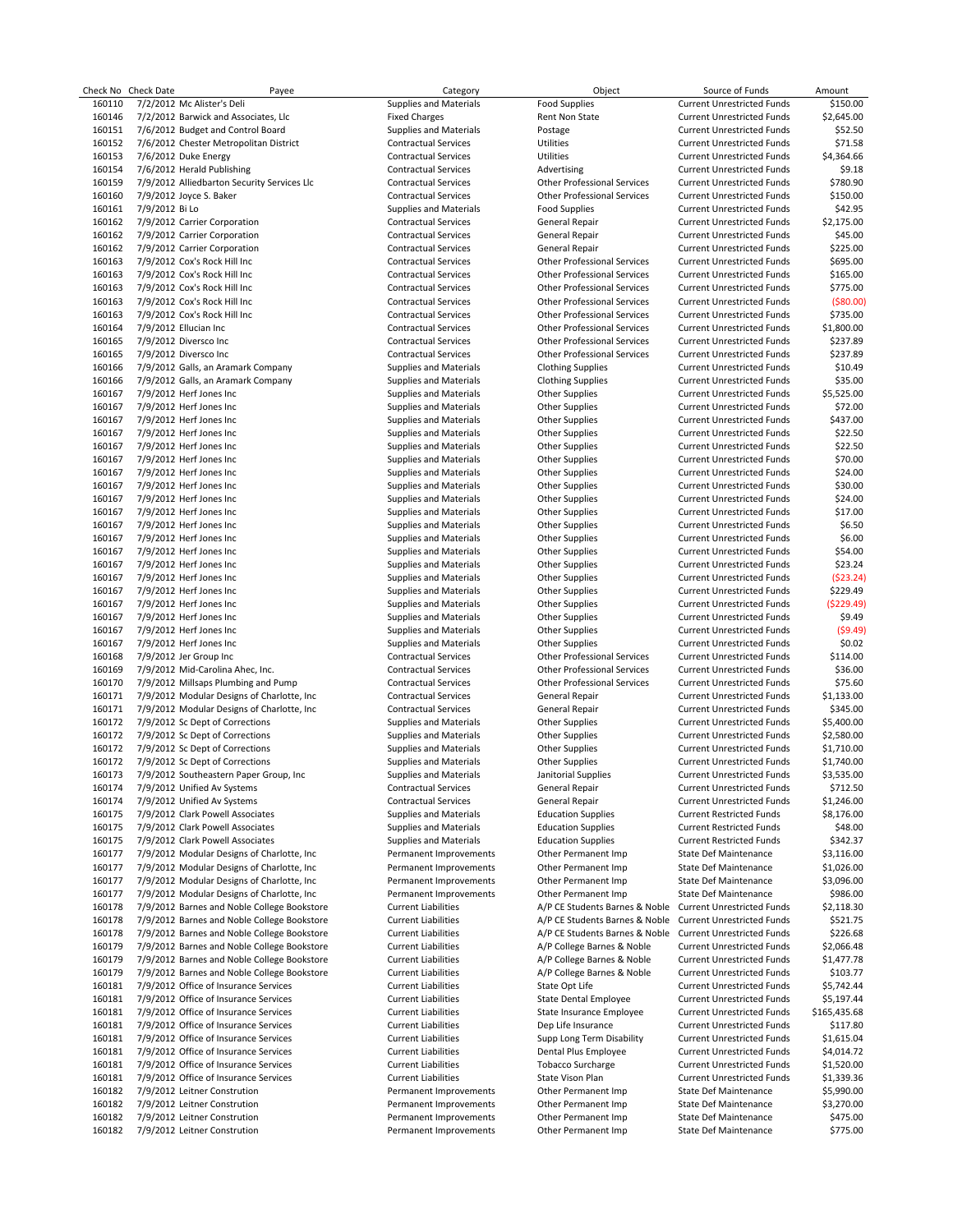| Check No | Check Date | Payee | Category | Object | Source of Funds | Amount |
|---|---|---|---|---|---|---|
| 160110 | 7/2/2012 | Mc Alister's Deli | Supplies and Materials | Food Supplies | Current Unrestricted Funds | $150.00 |
| 160146 | 7/2/2012 | Barwick and Associates, Llc | Fixed Charges | Rent Non State | Current Unrestricted Funds | $2,645.00 |
| 160151 | 7/6/2012 | Budget and Control Board | Supplies and Materials | Postage | Current Unrestricted Funds | $52.50 |
| 160152 | 7/6/2012 | Chester Metropolitan District | Contractual Services | Utilities | Current Unrestricted Funds | $71.58 |
| 160153 | 7/6/2012 | Duke Energy | Contractual Services | Utilities | Current Unrestricted Funds | $4,364.66 |
| 160154 | 7/6/2012 | Herald Publishing | Contractual Services | Advertising | Current Unrestricted Funds | $9.18 |
| 160159 | 7/9/2012 | Alliedbarton Security Services Llc | Contractual Services | Other Professional Services | Current Unrestricted Funds | $780.90 |
| 160160 | 7/9/2012 | Joyce S. Baker | Contractual Services | Other Professional Services | Current Unrestricted Funds | $150.00 |
| 160161 | 7/9/2012 | Bi Lo | Supplies and Materials | Food Supplies | Current Unrestricted Funds | $42.95 |
| 160162 | 7/9/2012 | Carrier Corporation | Contractual Services | General Repair | Current Unrestricted Funds | $2,175.00 |
| 160162 | 7/9/2012 | Carrier Corporation | Contractual Services | General Repair | Current Unrestricted Funds | $45.00 |
| 160162 | 7/9/2012 | Carrier Corporation | Contractual Services | General Repair | Current Unrestricted Funds | $225.00 |
| 160163 | 7/9/2012 | Cox's Rock Hill Inc | Contractual Services | Other Professional Services | Current Unrestricted Funds | $695.00 |
| 160163 | 7/9/2012 | Cox's Rock Hill Inc | Contractual Services | Other Professional Services | Current Unrestricted Funds | $165.00 |
| 160163 | 7/9/2012 | Cox's Rock Hill Inc | Contractual Services | Other Professional Services | Current Unrestricted Funds | $775.00 |
| 160163 | 7/9/2012 | Cox's Rock Hill Inc | Contractual Services | Other Professional Services | Current Unrestricted Funds | ($80.00) |
| 160163 | 7/9/2012 | Cox's Rock Hill Inc | Contractual Services | Other Professional Services | Current Unrestricted Funds | $735.00 |
| 160164 | 7/9/2012 | Ellucian Inc | Contractual Services | Other Professional Services | Current Unrestricted Funds | $1,800.00 |
| 160165 | 7/9/2012 | Diversco Inc | Contractual Services | Other Professional Services | Current Unrestricted Funds | $237.89 |
| 160165 | 7/9/2012 | Diversco Inc | Contractual Services | Other Professional Services | Current Unrestricted Funds | $237.89 |
| 160166 | 7/9/2012 | Galls, an Aramark Company | Supplies and Materials | Clothing Supplies | Current Unrestricted Funds | $10.49 |
| 160166 | 7/9/2012 | Galls, an Aramark Company | Supplies and Materials | Clothing Supplies | Current Unrestricted Funds | $35.00 |
| 160167 | 7/9/2012 | Herf Jones Inc | Supplies and Materials | Other Supplies | Current Unrestricted Funds | $5,525.00 |
| 160167 | 7/9/2012 | Herf Jones Inc | Supplies and Materials | Other Supplies | Current Unrestricted Funds | $72.00 |
| 160167 | 7/9/2012 | Herf Jones Inc | Supplies and Materials | Other Supplies | Current Unrestricted Funds | $437.00 |
| 160167 | 7/9/2012 | Herf Jones Inc | Supplies and Materials | Other Supplies | Current Unrestricted Funds | $22.50 |
| 160167 | 7/9/2012 | Herf Jones Inc | Supplies and Materials | Other Supplies | Current Unrestricted Funds | $22.50 |
| 160167 | 7/9/2012 | Herf Jones Inc | Supplies and Materials | Other Supplies | Current Unrestricted Funds | $70.00 |
| 160167 | 7/9/2012 | Herf Jones Inc | Supplies and Materials | Other Supplies | Current Unrestricted Funds | $24.00 |
| 160167 | 7/9/2012 | Herf Jones Inc | Supplies and Materials | Other Supplies | Current Unrestricted Funds | $30.00 |
| 160167 | 7/9/2012 | Herf Jones Inc | Supplies and Materials | Other Supplies | Current Unrestricted Funds | $24.00 |
| 160167 | 7/9/2012 | Herf Jones Inc | Supplies and Materials | Other Supplies | Current Unrestricted Funds | $17.00 |
| 160167 | 7/9/2012 | Herf Jones Inc | Supplies and Materials | Other Supplies | Current Unrestricted Funds | $6.50 |
| 160167 | 7/9/2012 | Herf Jones Inc | Supplies and Materials | Other Supplies | Current Unrestricted Funds | $6.00 |
| 160167 | 7/9/2012 | Herf Jones Inc | Supplies and Materials | Other Supplies | Current Unrestricted Funds | $54.00 |
| 160167 | 7/9/2012 | Herf Jones Inc | Supplies and Materials | Other Supplies | Current Unrestricted Funds | $23.24 |
| 160167 | 7/9/2012 | Herf Jones Inc | Supplies and Materials | Other Supplies | Current Unrestricted Funds | ($23.24) |
| 160167 | 7/9/2012 | Herf Jones Inc | Supplies and Materials | Other Supplies | Current Unrestricted Funds | $229.49 |
| 160167 | 7/9/2012 | Herf Jones Inc | Supplies and Materials | Other Supplies | Current Unrestricted Funds | ($229.49) |
| 160167 | 7/9/2012 | Herf Jones Inc | Supplies and Materials | Other Supplies | Current Unrestricted Funds | $9.49 |
| 160167 | 7/9/2012 | Herf Jones Inc | Supplies and Materials | Other Supplies | Current Unrestricted Funds | ($9.49) |
| 160167 | 7/9/2012 | Herf Jones Inc | Supplies and Materials | Other Supplies | Current Unrestricted Funds | $0.02 |
| 160168 | 7/9/2012 | Jer Group Inc | Contractual Services | Other Professional Services | Current Unrestricted Funds | $114.00 |
| 160169 | 7/9/2012 | Mid-Carolina Ahec, Inc. | Contractual Services | Other Professional Services | Current Unrestricted Funds | $36.00 |
| 160170 | 7/9/2012 | Millsaps Plumbing and Pump | Contractual Services | Other Professional Services | Current Unrestricted Funds | $75.60 |
| 160171 | 7/9/2012 | Modular Designs of Charlotte, Inc | Contractual Services | General Repair | Current Unrestricted Funds | $1,133.00 |
| 160171 | 7/9/2012 | Modular Designs of Charlotte, Inc | Contractual Services | General Repair | Current Unrestricted Funds | $345.00 |
| 160172 | 7/9/2012 | Sc Dept of Corrections | Supplies and Materials | Other Supplies | Current Unrestricted Funds | $5,400.00 |
| 160172 | 7/9/2012 | Sc Dept of Corrections | Supplies and Materials | Other Supplies | Current Unrestricted Funds | $2,580.00 |
| 160172 | 7/9/2012 | Sc Dept of Corrections | Supplies and Materials | Other Supplies | Current Unrestricted Funds | $1,710.00 |
| 160172 | 7/9/2012 | Sc Dept of Corrections | Supplies and Materials | Other Supplies | Current Unrestricted Funds | $1,740.00 |
| 160173 | 7/9/2012 | Southeastern Paper Group, Inc | Supplies and Materials | Janitorial Supplies | Current Unrestricted Funds | $3,535.00 |
| 160174 | 7/9/2012 | Unified Av Systems | Contractual Services | General Repair | Current Unrestricted Funds | $712.50 |
| 160174 | 7/9/2012 | Unified Av Systems | Contractual Services | General Repair | Current Unrestricted Funds | $1,246.00 |
| 160175 | 7/9/2012 | Clark Powell Associates | Supplies and Materials | Education Supplies | Current Restricted Funds | $8,176.00 |
| 160175 | 7/9/2012 | Clark Powell Associates | Supplies and Materials | Education Supplies | Current Restricted Funds | $48.00 |
| 160175 | 7/9/2012 | Clark Powell Associates | Supplies and Materials | Education Supplies | Current Restricted Funds | $342.37 |
| 160177 | 7/9/2012 | Modular Designs of Charlotte, Inc | Permanent Improvements | Other Permanent Imp | State Def Maintenance | $3,116.00 |
| 160177 | 7/9/2012 | Modular Designs of Charlotte, Inc | Permanent Improvements | Other Permanent Imp | State Def Maintenance | $1,026.00 |
| 160177 | 7/9/2012 | Modular Designs of Charlotte, Inc | Permanent Improvements | Other Permanent Imp | State Def Maintenance | $3,096.00 |
| 160177 | 7/9/2012 | Modular Designs of Charlotte, Inc | Permanent Improvements | Other Permanent Imp | State Def Maintenance | $986.00 |
| 160178 | 7/9/2012 | Barnes and Noble College Bookstore | Current Liabilities | A/P CE Students Barnes & Noble | Current Unrestricted Funds | $2,118.30 |
| 160178 | 7/9/2012 | Barnes and Noble College Bookstore | Current Liabilities | A/P CE Students Barnes & Noble | Current Unrestricted Funds | $521.75 |
| 160178 | 7/9/2012 | Barnes and Noble College Bookstore | Current Liabilities | A/P CE Students Barnes & Noble | Current Unrestricted Funds | $226.68 |
| 160179 | 7/9/2012 | Barnes and Noble College Bookstore | Current Liabilities | A/P College Barnes & Noble | Current Unrestricted Funds | $2,066.48 |
| 160179 | 7/9/2012 | Barnes and Noble College Bookstore | Current Liabilities | A/P College Barnes & Noble | Current Unrestricted Funds | $1,477.78 |
| 160179 | 7/9/2012 | Barnes and Noble College Bookstore | Current Liabilities | A/P College Barnes & Noble | Current Unrestricted Funds | $103.77 |
| 160181 | 7/9/2012 | Office of Insurance Services | Current Liabilities | State Opt Life | Current Unrestricted Funds | $5,742.44 |
| 160181 | 7/9/2012 | Office of Insurance Services | Current Liabilities | State Dental Employee | Current Unrestricted Funds | $5,197.44 |
| 160181 | 7/9/2012 | Office of Insurance Services | Current Liabilities | State Insurance Employee | Current Unrestricted Funds | $165,435.68 |
| 160181 | 7/9/2012 | Office of Insurance Services | Current Liabilities | Dep Life Insurance | Current Unrestricted Funds | $117.80 |
| 160181 | 7/9/2012 | Office of Insurance Services | Current Liabilities | Supp Long Term Disability | Current Unrestricted Funds | $1,615.04 |
| 160181 | 7/9/2012 | Office of Insurance Services | Current Liabilities | Dental Plus Employee | Current Unrestricted Funds | $4,014.72 |
| 160181 | 7/9/2012 | Office of Insurance Services | Current Liabilities | Tobacco Surcharge | Current Unrestricted Funds | $1,520.00 |
| 160181 | 7/9/2012 | Office of Insurance Services | Current Liabilities | State Vison Plan | Current Unrestricted Funds | $1,339.36 |
| 160182 | 7/9/2012 | Leitner Constrution | Permanent Improvements | Other Permanent Imp | State Def Maintenance | $5,990.00 |
| 160182 | 7/9/2012 | Leitner Constrution | Permanent Improvements | Other Permanent Imp | State Def Maintenance | $3,270.00 |
| 160182 | 7/9/2012 | Leitner Constrution | Permanent Improvements | Other Permanent Imp | State Def Maintenance | $475.00 |
| 160182 | 7/9/2012 | Leitner Constrution | Permanent Improvements | Other Permanent Imp | State Def Maintenance | $775.00 |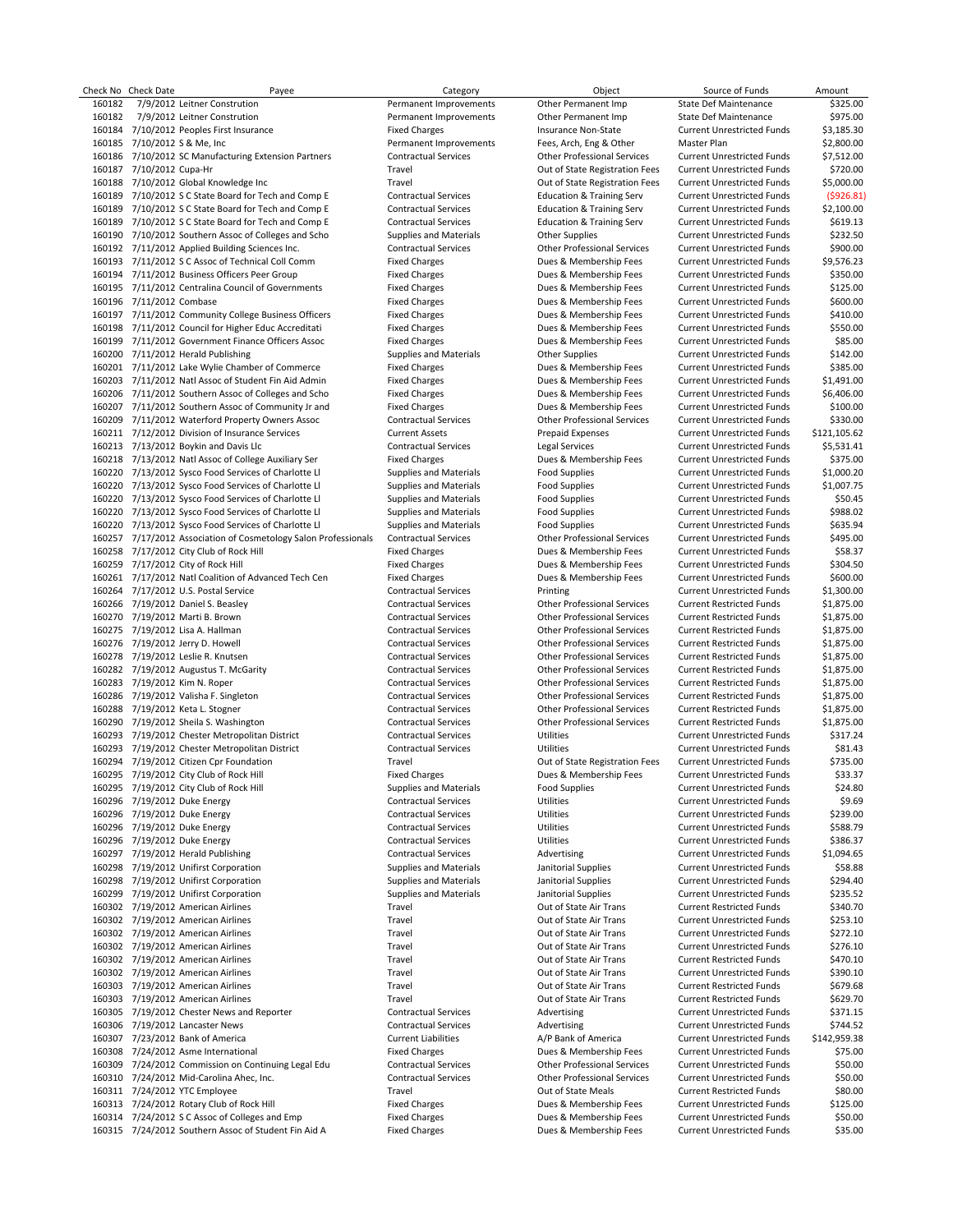| Check No | Check Date | Payee | Category | Object | Source of Funds | Amount |
|---|---|---|---|---|---|---|
| 160182 | 7/9/2012 | Leitner Constrution | Permanent Improvements | Other Permanent Imp | State Def Maintenance | $325.00 |
| 160182 | 7/9/2012 | Leitner Constrution | Permanent Improvements | Other Permanent Imp | State Def Maintenance | $975.00 |
| 160184 | 7/10/2012 | Peoples First Insurance | Fixed Charges | Insurance Non-State | Current Unrestricted Funds | $3,185.30 |
| 160185 | 7/10/2012 | S & Me, Inc | Permanent Improvements | Fees, Arch, Eng & Other | Master Plan | $2,800.00 |
| 160186 | 7/10/2012 | SC Manufacturing Extension Partners | Contractual Services | Other Professional Services | Current Unrestricted Funds | $7,512.00 |
| 160187 | 7/10/2012 | Cupa-Hr | Travel | Out of State Registration Fees | Current Unrestricted Funds | $720.00 |
| 160188 | 7/10/2012 | Global Knowledge Inc | Travel | Out of State Registration Fees | Current Unrestricted Funds | $5,000.00 |
| 160189 | 7/10/2012 | S C State Board for Tech and Comp E | Contractual Services | Education & Training Serv | Current Unrestricted Funds | ($926.81) |
| 160189 | 7/10/2012 | S C State Board for Tech and Comp E | Contractual Services | Education & Training Serv | Current Unrestricted Funds | $2,100.00 |
| 160189 | 7/10/2012 | S C State Board for Tech and Comp E | Contractual Services | Education & Training Serv | Current Unrestricted Funds | $619.13 |
| 160190 | 7/10/2012 | Southern Assoc of Colleges and Scho | Supplies and Materials | Other Supplies | Current Unrestricted Funds | $232.50 |
| 160192 | 7/11/2012 | Applied Building Sciences Inc. | Contractual Services | Other Professional Services | Current Unrestricted Funds | $900.00 |
| 160193 | 7/11/2012 | S C Assoc of Technical Coll Comm | Fixed Charges | Dues & Membership Fees | Current Unrestricted Funds | $9,576.23 |
| 160194 | 7/11/2012 | Business Officers Peer Group | Fixed Charges | Dues & Membership Fees | Current Unrestricted Funds | $350.00 |
| 160195 | 7/11/2012 | Centralina Council of Governments | Fixed Charges | Dues & Membership Fees | Current Unrestricted Funds | $125.00 |
| 160196 | 7/11/2012 | Combase | Fixed Charges | Dues & Membership Fees | Current Unrestricted Funds | $600.00 |
| 160197 | 7/11/2012 | Community College Business Officers | Fixed Charges | Dues & Membership Fees | Current Unrestricted Funds | $410.00 |
| 160198 | 7/11/2012 | Council for Higher Educ Accreditati | Fixed Charges | Dues & Membership Fees | Current Unrestricted Funds | $550.00 |
| 160199 | 7/11/2012 | Government Finance Officers Assoc | Fixed Charges | Dues & Membership Fees | Current Unrestricted Funds | $85.00 |
| 160200 | 7/11/2012 | Herald Publishing | Supplies and Materials | Other Supplies | Current Unrestricted Funds | $142.00 |
| 160201 | 7/11/2012 | Lake Wylie Chamber of Commerce | Fixed Charges | Dues & Membership Fees | Current Unrestricted Funds | $385.00 |
| 160203 | 7/11/2012 | Natl Assoc of Student Fin Aid Admin | Fixed Charges | Dues & Membership Fees | Current Unrestricted Funds | $1,491.00 |
| 160206 | 7/11/2012 | Southern Assoc of Colleges and Scho | Fixed Charges | Dues & Membership Fees | Current Unrestricted Funds | $6,406.00 |
| 160207 | 7/11/2012 | Southern Assoc of Community Jr and | Fixed Charges | Dues & Membership Fees | Current Unrestricted Funds | $100.00 |
| 160209 | 7/11/2012 | Waterford Property Owners Assoc | Contractual Services | Other Professional Services | Current Unrestricted Funds | $330.00 |
| 160211 | 7/12/2012 | Division of Insurance Services | Current Assets | Prepaid Expenses | Current Unrestricted Funds | $121,105.62 |
| 160213 | 7/13/2012 | Boykin and Davis Llc | Contractual Services | Legal Services | Current Unrestricted Funds | $5,531.41 |
| 160218 | 7/13/2012 | Natl Assoc of College Auxiliary Ser | Fixed Charges | Dues & Membership Fees | Current Unrestricted Funds | $375.00 |
| 160220 | 7/13/2012 | Sysco Food Services of Charlotte Ll | Supplies and Materials | Food Supplies | Current Unrestricted Funds | $1,000.20 |
| 160220 | 7/13/2012 | Sysco Food Services of Charlotte Ll | Supplies and Materials | Food Supplies | Current Unrestricted Funds | $1,007.75 |
| 160220 | 7/13/2012 | Sysco Food Services of Charlotte Ll | Supplies and Materials | Food Supplies | Current Unrestricted Funds | $50.45 |
| 160220 | 7/13/2012 | Sysco Food Services of Charlotte Ll | Supplies and Materials | Food Supplies | Current Unrestricted Funds | $988.02 |
| 160220 | 7/13/2012 | Sysco Food Services of Charlotte Ll | Supplies and Materials | Food Supplies | Current Unrestricted Funds | $635.94 |
| 160257 | 7/17/2012 | Association of Cosmetology Salon Professionals | Contractual Services | Other Professional Services | Current Unrestricted Funds | $495.00 |
| 160258 | 7/17/2012 | City Club of Rock Hill | Fixed Charges | Dues & Membership Fees | Current Unrestricted Funds | $58.37 |
| 160259 | 7/17/2012 | City of Rock Hill | Fixed Charges | Dues & Membership Fees | Current Unrestricted Funds | $304.50 |
| 160261 | 7/17/2012 | Natl Coalition of Advanced Tech Cen | Fixed Charges | Dues & Membership Fees | Current Unrestricted Funds | $600.00 |
| 160264 | 7/17/2012 | U.S. Postal Service | Contractual Services | Printing | Current Unrestricted Funds | $1,300.00 |
| 160266 | 7/19/2012 | Daniel S. Beasley | Contractual Services | Other Professional Services | Current Restricted Funds | $1,875.00 |
| 160270 | 7/19/2012 | Marti B. Brown | Contractual Services | Other Professional Services | Current Restricted Funds | $1,875.00 |
| 160275 | 7/19/2012 | Lisa A. Hallman | Contractual Services | Other Professional Services | Current Restricted Funds | $1,875.00 |
| 160276 | 7/19/2012 | Jerry D. Howell | Contractual Services | Other Professional Services | Current Restricted Funds | $1,875.00 |
| 160278 | 7/19/2012 | Leslie R. Knutsen | Contractual Services | Other Professional Services | Current Restricted Funds | $1,875.00 |
| 160282 | 7/19/2012 | Augustus T. McGarity | Contractual Services | Other Professional Services | Current Restricted Funds | $1,875.00 |
| 160283 | 7/19/2012 | Kim N. Roper | Contractual Services | Other Professional Services | Current Restricted Funds | $1,875.00 |
| 160286 | 7/19/2012 | Valisha F. Singleton | Contractual Services | Other Professional Services | Current Restricted Funds | $1,875.00 |
| 160288 | 7/19/2012 | Keta L. Stogner | Contractual Services | Other Professional Services | Current Restricted Funds | $1,875.00 |
| 160290 | 7/19/2012 | Sheila S. Washington | Contractual Services | Other Professional Services | Current Restricted Funds | $1,875.00 |
| 160293 | 7/19/2012 | Chester Metropolitan District | Contractual Services | Utilities | Current Unrestricted Funds | $317.24 |
| 160293 | 7/19/2012 | Chester Metropolitan District | Contractual Services | Utilities | Current Unrestricted Funds | $81.43 |
| 160294 | 7/19/2012 | Citizen Cpr Foundation | Travel | Out of State Registration Fees | Current Unrestricted Funds | $735.00 |
| 160295 | 7/19/2012 | City Club of Rock Hill | Fixed Charges | Dues & Membership Fees | Current Unrestricted Funds | $33.37 |
| 160295 | 7/19/2012 | City Club of Rock Hill | Supplies and Materials | Food Supplies | Current Unrestricted Funds | $24.80 |
| 160296 | 7/19/2012 | Duke Energy | Contractual Services | Utilities | Current Unrestricted Funds | $9.69 |
| 160296 | 7/19/2012 | Duke Energy | Contractual Services | Utilities | Current Unrestricted Funds | $239.00 |
| 160296 | 7/19/2012 | Duke Energy | Contractual Services | Utilities | Current Unrestricted Funds | $588.79 |
| 160296 | 7/19/2012 | Duke Energy | Contractual Services | Utilities | Current Unrestricted Funds | $386.37 |
| 160297 | 7/19/2012 | Herald Publishing | Contractual Services | Advertising | Current Unrestricted Funds | $1,094.65 |
| 160298 | 7/19/2012 | Unifirst Corporation | Supplies and Materials | Janitorial Supplies | Current Unrestricted Funds | $58.88 |
| 160298 | 7/19/2012 | Unifirst Corporation | Supplies and Materials | Janitorial Supplies | Current Unrestricted Funds | $294.40 |
| 160299 | 7/19/2012 | Unifirst Corporation | Supplies and Materials | Janitorial Supplies | Current Unrestricted Funds | $235.52 |
| 160302 | 7/19/2012 | American Airlines | Travel | Out of State Air Trans | Current Restricted Funds | $340.70 |
| 160302 | 7/19/2012 | American Airlines | Travel | Out of State Air Trans | Current Unrestricted Funds | $253.10 |
| 160302 | 7/19/2012 | American Airlines | Travel | Out of State Air Trans | Current Unrestricted Funds | $272.10 |
| 160302 | 7/19/2012 | American Airlines | Travel | Out of State Air Trans | Current Unrestricted Funds | $276.10 |
| 160302 | 7/19/2012 | American Airlines | Travel | Out of State Air Trans | Current Restricted Funds | $470.10 |
| 160302 | 7/19/2012 | American Airlines | Travel | Out of State Air Trans | Current Unrestricted Funds | $390.10 |
| 160303 | 7/19/2012 | American Airlines | Travel | Out of State Air Trans | Current Restricted Funds | $679.68 |
| 160303 | 7/19/2012 | American Airlines | Travel | Out of State Air Trans | Current Restricted Funds | $629.70 |
| 160305 | 7/19/2012 | Chester News and Reporter | Contractual Services | Advertising | Current Unrestricted Funds | $371.15 |
| 160306 | 7/19/2012 | Lancaster News | Contractual Services | Advertising | Current Unrestricted Funds | $744.52 |
| 160307 | 7/23/2012 | Bank of America | Current Liabilities | A/P Bank of America | Current Unrestricted Funds | $142,959.38 |
| 160308 | 7/24/2012 | Asme International | Fixed Charges | Dues & Membership Fees | Current Unrestricted Funds | $75.00 |
| 160309 | 7/24/2012 | Commission on Continuing Legal Edu | Contractual Services | Other Professional Services | Current Unrestricted Funds | $50.00 |
| 160310 | 7/24/2012 | Mid-Carolina Ahec, Inc. | Contractual Services | Other Professional Services | Current Unrestricted Funds | $50.00 |
| 160311 | 7/24/2012 | YTC Employee | Travel | Out of State Meals | Current Restricted Funds | $80.00 |
| 160313 | 7/24/2012 | Rotary Club of Rock Hill | Fixed Charges | Dues & Membership Fees | Current Unrestricted Funds | $125.00 |
| 160314 | 7/24/2012 | S C Assoc of Colleges and Emp | Fixed Charges | Dues & Membership Fees | Current Unrestricted Funds | $50.00 |
| 160315 | 7/24/2012 | Southern Assoc of Student Fin Aid A | Fixed Charges | Dues & Membership Fees | Current Unrestricted Funds | $35.00 |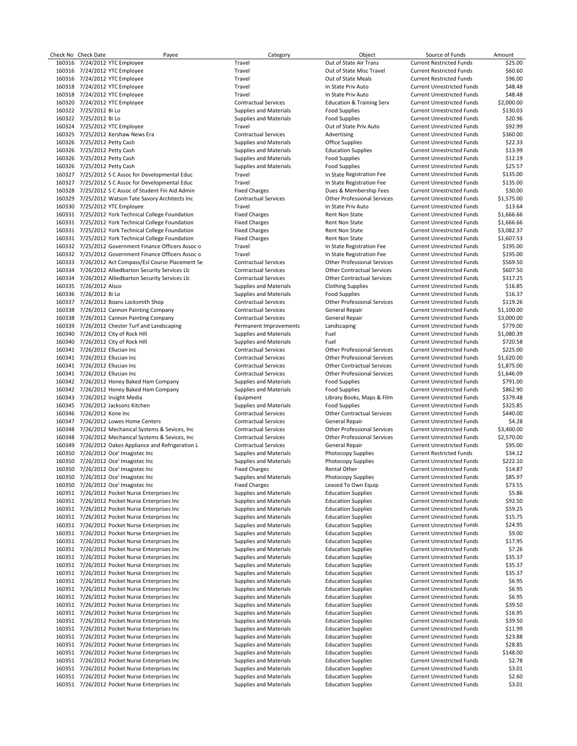| Check No | Check Date | Payee | Category | Object | Source of Funds | Amount |
|---|---|---|---|---|---|---|
| 160316 | 7/24/2012 | YTC Employee | Travel | Out of State Air Trans | Current Restricted Funds | $25.00 |
| 160316 | 7/24/2012 | YTC Employee | Travel | Out of State Misc Travel | Current Restricted Funds | $60.60 |
| 160316 | 7/24/2012 | YTC Employee | Travel | Out of State Meals | Current Restricted Funds | $96.00 |
| 160318 | 7/24/2012 | YTC Employee | Travel | In State Priv Auto | Current Unrestricted Funds | $48.48 |
| 160318 | 7/24/2012 | YTC Employee | Travel | In State Priv Auto | Current Unrestricted Funds | $48.48 |
| 160320 | 7/24/2012 | YTC Employee | Contractual Services | Education & Training Serv | Current Unrestricted Funds | $2,000.00 |
| 160322 | 7/25/2012 | Bi Lo | Supplies and Materials | Food Supplies | Current Unrestricted Funds | $130.03 |
| 160322 | 7/25/2012 | Bi Lo | Supplies and Materials | Food Supplies | Current Unrestricted Funds | $20.96 |
| 160324 | 7/25/2012 | YTC Employee | Travel | Out of State Priv Auto | Current Unrestricted Funds | $92.99 |
| 160325 | 7/25/2012 | Kershaw News Era | Contractual Services | Advertising | Current Unrestricted Funds | $360.00 |
| 160326 | 7/25/2012 | Petty Cash | Supplies and Materials | Office Supplies | Current Unrestricted Funds | $22.33 |
| 160326 | 7/25/2012 | Petty Cash | Supplies and Materials | Education Supplies | Current Unrestricted Funds | $13.99 |
| 160326 | 7/25/2012 | Petty Cash | Supplies and Materials | Food Supplies | Current Unrestricted Funds | $12.19 |
| 160326 | 7/25/2012 | Petty Cash | Supplies and Materials | Food Supplies | Current Unrestricted Funds | $25.57 |
| 160327 | 7/25/2012 | S C Assoc for Developmental Educ | Travel | In State Registration Fee | Current Unrestricted Funds | $135.00 |
| 160327 | 7/25/2012 | S C Assoc for Developmental Educ | Travel | In State Registration Fee | Current Unrestricted Funds | $135.00 |
| 160328 | 7/25/2012 | S C Assoc of Student Fin Aid Admin | Fixed Charges | Dues & Membership Fees | Current Unrestricted Funds | $30.00 |
| 160329 | 7/25/2012 | Watson Tate Savory Architects Inc | Contractual Services | Other Professional Services | Current Unrestricted Funds | $1,575.00 |
| 160330 | 7/25/2012 | YTC Employee | Travel | In State Priv Auto | Current Unrestricted Funds | $13.64 |
| 160331 | 7/25/2012 | York Technical College Foundation | Fixed Charges | Rent Non State | Current Unrestricted Funds | $1,666.66 |
| 160331 | 7/25/2012 | York Technical College Foundation | Fixed Charges | Rent Non State | Current Unrestricted Funds | $1,666.66 |
| 160331 | 7/25/2012 | York Technical College Foundation | Fixed Charges | Rent Non State | Current Unrestricted Funds | $3,082.37 |
| 160331 | 7/25/2012 | York Technical College Foundation | Fixed Charges | Rent Non State | Current Unrestricted Funds | $1,607.53 |
| 160332 | 7/25/2012 | Government Finance Officers Assoc o | Travel | In State Registration Fee | Current Unrestricted Funds | $195.00 |
| 160332 | 7/25/2012 | Government Finance Officers Assoc o | Travel | In State Registration Fee | Current Unrestricted Funds | $195.00 |
| 160333 | 7/26/2012 | Act Compass/Esl Course Placement Se | Contractual Services | Other Professional Services | Current Unrestricted Funds | $569.50 |
| 160334 | 7/26/2012 | Alliedbarton Security Services Llc | Contractual Services | Other Contractual Services | Current Unrestricted Funds | $607.50 |
| 160334 | 7/26/2012 | Alliedbarton Security Services Llc | Contractual Services | Other Contractual Services | Current Unrestricted Funds | $317.25 |
| 160335 | 7/26/2012 | Alsco | Supplies and Materials | Clothing Supplies | Current Unrestricted Funds | $16.85 |
| 160336 | 7/26/2012 | Bi Lo | Supplies and Materials | Food Supplies | Current Unrestricted Funds | $16.37 |
| 160337 | 7/26/2012 | Boans Locksmith Shop | Contractual Services | Other Professional Services | Current Unrestricted Funds | $119.26 |
| 160338 | 7/26/2012 | Cannon Painting Company | Contractual Services | General Repair | Current Unrestricted Funds | $1,100.00 |
| 160338 | 7/26/2012 | Cannon Painting Company | Contractual Services | General Repair | Current Unrestricted Funds | $3,000.00 |
| 160339 | 7/26/2012 | Chester Turf and Landscaping | Permanent Improvements | Landscaping | Current Unrestricted Funds | $779.00 |
| 160340 | 7/26/2012 | City of Rock Hill | Supplies and Materials | Fuel | Current Unrestricted Funds | $1,080.39 |
| 160340 | 7/26/2012 | City of Rock Hill | Supplies and Materials | Fuel | Current Unrestricted Funds | $720.58 |
| 160341 | 7/26/2012 | Ellucian Inc | Contractual Services | Other Professional Services | Current Unrestricted Funds | $225.00 |
| 160341 | 7/26/2012 | Ellucian Inc | Contractual Services | Other Professional Services | Current Unrestricted Funds | $1,620.00 |
| 160341 | 7/26/2012 | Ellucian Inc | Contractual Services | Other Contractual Services | Current Unrestricted Funds | $1,875.00 |
| 160341 | 7/26/2012 | Ellucian Inc | Contractual Services | Other Professional Services | Current Unrestricted Funds | $1,646.09 |
| 160342 | 7/26/2012 | Honey Baked Ham Company | Supplies and Materials | Food Supplies | Current Unrestricted Funds | $791.00 |
| 160342 | 7/26/2012 | Honey Baked Ham Company | Supplies and Materials | Food Supplies | Current Unrestricted Funds | $862.90 |
| 160343 | 7/26/2012 | Insight Media | Equipment | Library Books, Maps & Film | Current Unrestricted Funds | $379.48 |
| 160345 | 7/26/2012 | Jacksons Kitchen | Supplies and Materials | Food Supplies | Current Unrestricted Funds | $325.85 |
| 160346 | 7/26/2012 | Kone Inc | Contractual Services | Other Contractual Services | Current Unrestricted Funds | $440.00 |
| 160347 | 7/26/2012 | Lowes Home Centers | Contractual Services | General Repair | Current Unrestricted Funds | $4.28 |
| 160348 | 7/26/2012 | Mechanical Systems & Sevices, Inc | Contractual Services | Other Professional Services | Current Unrestricted Funds | $3,400.00 |
| 160348 | 7/26/2012 | Mechanical Systems & Sevices, Inc | Contractual Services | Other Professional Services | Current Unrestricted Funds | $2,570.00 |
| 160349 | 7/26/2012 | Oakes Appliance and Refrigeration L | Contractual Services | General Repair | Current Unrestricted Funds | $95.00 |
| 160350 | 7/26/2012 | Oce' Imagistec Inc | Supplies and Materials | Photocopy Supplies | Current Restricted Funds | $34.12 |
| 160350 | 7/26/2012 | Oce' Imagistec Inc | Supplies and Materials | Photocopy Supplies | Current Unrestricted Funds | $222.10 |
| 160350 | 7/26/2012 | Oce' Imagistec Inc | Fixed Charges | Rental Other | Current Unrestricted Funds | $14.87 |
| 160350 | 7/26/2012 | Oce' Imagistec Inc | Supplies and Materials | Photocopy Supplies | Current Unrestricted Funds | $85.97 |
| 160350 | 7/26/2012 | Oce' Imagistec Inc | Fixed Charges | Leased To Own Equip | Current Unrestricted Funds | $73.55 |
| 160351 | 7/26/2012 | Pocket Nurse Enterprises Inc | Supplies and Materials | Education Supplies | Current Unrestricted Funds | $5.86 |
| 160351 | 7/26/2012 | Pocket Nurse Enterprises Inc | Supplies and Materials | Education Supplies | Current Unrestricted Funds | $92.50 |
| 160351 | 7/26/2012 | Pocket Nurse Enterprises Inc | Supplies and Materials | Education Supplies | Current Unrestricted Funds | $59.25 |
| 160351 | 7/26/2012 | Pocket Nurse Enterprises Inc | Supplies and Materials | Education Supplies | Current Unrestricted Funds | $15.75 |
| 160351 | 7/26/2012 | Pocket Nurse Enterprises Inc | Supplies and Materials | Education Supplies | Current Unrestricted Funds | $24.95 |
| 160351 | 7/26/2012 | Pocket Nurse Enterprises Inc | Supplies and Materials | Education Supplies | Current Unrestricted Funds | $9.00 |
| 160351 | 7/26/2012 | Pocket Nurse Enterprises Inc | Supplies and Materials | Education Supplies | Current Unrestricted Funds | $17.95 |
| 160351 | 7/26/2012 | Pocket Nurse Enterprises Inc | Supplies and Materials | Education Supplies | Current Unrestricted Funds | $7.26 |
| 160351 | 7/26/2012 | Pocket Nurse Enterprises Inc | Supplies and Materials | Education Supplies | Current Unrestricted Funds | $35.37 |
| 160351 | 7/26/2012 | Pocket Nurse Enterprises Inc | Supplies and Materials | Education Supplies | Current Unrestricted Funds | $35.37 |
| 160351 | 7/26/2012 | Pocket Nurse Enterprises Inc | Supplies and Materials | Education Supplies | Current Unrestricted Funds | $35.37 |
| 160351 | 7/26/2012 | Pocket Nurse Enterprises Inc | Supplies and Materials | Education Supplies | Current Unrestricted Funds | $6.95 |
| 160351 | 7/26/2012 | Pocket Nurse Enterprises Inc | Supplies and Materials | Education Supplies | Current Unrestricted Funds | $6.95 |
| 160351 | 7/26/2012 | Pocket Nurse Enterprises Inc | Supplies and Materials | Education Supplies | Current Unrestricted Funds | $6.95 |
| 160351 | 7/26/2012 | Pocket Nurse Enterprises Inc | Supplies and Materials | Education Supplies | Current Unrestricted Funds | $39.50 |
| 160351 | 7/26/2012 | Pocket Nurse Enterprises Inc | Supplies and Materials | Education Supplies | Current Unrestricted Funds | $16.95 |
| 160351 | 7/26/2012 | Pocket Nurse Enterprises Inc | Supplies and Materials | Education Supplies | Current Unrestricted Funds | $39.50 |
| 160351 | 7/26/2012 | Pocket Nurse Enterprises Inc | Supplies and Materials | Education Supplies | Current Unrestricted Funds | $11.99 |
| 160351 | 7/26/2012 | Pocket Nurse Enterprises Inc | Supplies and Materials | Education Supplies | Current Unrestricted Funds | $23.88 |
| 160351 | 7/26/2012 | Pocket Nurse Enterprises Inc | Supplies and Materials | Education Supplies | Current Unrestricted Funds | $28.85 |
| 160351 | 7/26/2012 | Pocket Nurse Enterprises Inc | Supplies and Materials | Education Supplies | Current Unrestricted Funds | $148.00 |
| 160351 | 7/26/2012 | Pocket Nurse Enterprises Inc | Supplies and Materials | Education Supplies | Current Unrestricted Funds | $2.78 |
| 160351 | 7/26/2012 | Pocket Nurse Enterprises Inc | Supplies and Materials | Education Supplies | Current Unrestricted Funds | $3.01 |
| 160351 | 7/26/2012 | Pocket Nurse Enterprises Inc | Supplies and Materials | Education Supplies | Current Unrestricted Funds | $2.60 |
| 160351 | 7/26/2012 | Pocket Nurse Enterprises Inc | Supplies and Materials | Education Supplies | Current Unrestricted Funds | $3.01 |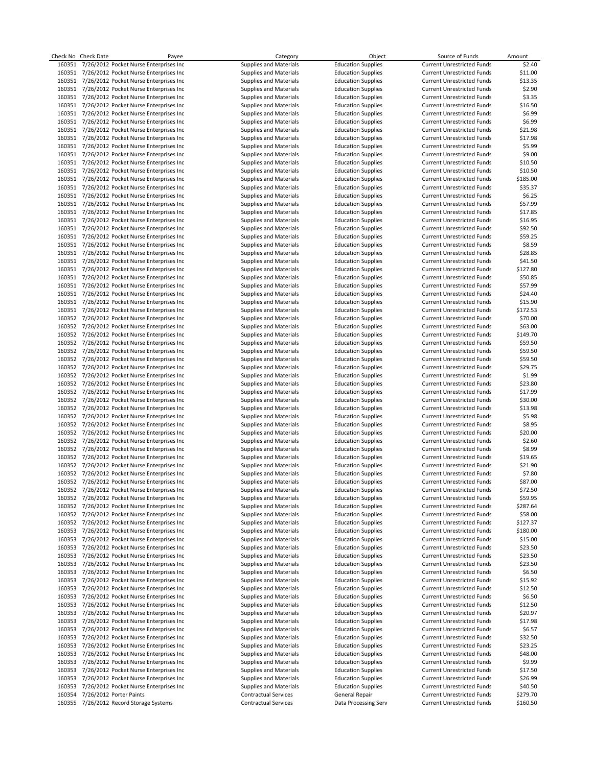| Check No | Check Date | Payee | Category | Object | Source of Funds | Amount |
|---|---|---|---|---|---|---|
| 160351 | 7/26/2012 | Pocket Nurse Enterprises Inc | Supplies and Materials | Education Supplies | Current Unrestricted Funds | $2.40 |
| 160351 | 7/26/2012 | Pocket Nurse Enterprises Inc | Supplies and Materials | Education Supplies | Current Unrestricted Funds | $11.00 |
| 160351 | 7/26/2012 | Pocket Nurse Enterprises Inc | Supplies and Materials | Education Supplies | Current Unrestricted Funds | $13.35 |
| 160351 | 7/26/2012 | Pocket Nurse Enterprises Inc | Supplies and Materials | Education Supplies | Current Unrestricted Funds | $2.90 |
| 160351 | 7/26/2012 | Pocket Nurse Enterprises Inc | Supplies and Materials | Education Supplies | Current Unrestricted Funds | $3.35 |
| 160351 | 7/26/2012 | Pocket Nurse Enterprises Inc | Supplies and Materials | Education Supplies | Current Unrestricted Funds | $16.50 |
| 160351 | 7/26/2012 | Pocket Nurse Enterprises Inc | Supplies and Materials | Education Supplies | Current Unrestricted Funds | $6.99 |
| 160351 | 7/26/2012 | Pocket Nurse Enterprises Inc | Supplies and Materials | Education Supplies | Current Unrestricted Funds | $6.99 |
| 160351 | 7/26/2012 | Pocket Nurse Enterprises Inc | Supplies and Materials | Education Supplies | Current Unrestricted Funds | $21.98 |
| 160351 | 7/26/2012 | Pocket Nurse Enterprises Inc | Supplies and Materials | Education Supplies | Current Unrestricted Funds | $17.98 |
| 160351 | 7/26/2012 | Pocket Nurse Enterprises Inc | Supplies and Materials | Education Supplies | Current Unrestricted Funds | $5.99 |
| 160351 | 7/26/2012 | Pocket Nurse Enterprises Inc | Supplies and Materials | Education Supplies | Current Unrestricted Funds | $9.00 |
| 160351 | 7/26/2012 | Pocket Nurse Enterprises Inc | Supplies and Materials | Education Supplies | Current Unrestricted Funds | $10.50 |
| 160351 | 7/26/2012 | Pocket Nurse Enterprises Inc | Supplies and Materials | Education Supplies | Current Unrestricted Funds | $10.50 |
| 160351 | 7/26/2012 | Pocket Nurse Enterprises Inc | Supplies and Materials | Education Supplies | Current Unrestricted Funds | $185.00 |
| 160351 | 7/26/2012 | Pocket Nurse Enterprises Inc | Supplies and Materials | Education Supplies | Current Unrestricted Funds | $35.37 |
| 160351 | 7/26/2012 | Pocket Nurse Enterprises Inc | Supplies and Materials | Education Supplies | Current Unrestricted Funds | $6.25 |
| 160351 | 7/26/2012 | Pocket Nurse Enterprises Inc | Supplies and Materials | Education Supplies | Current Unrestricted Funds | $57.99 |
| 160351 | 7/26/2012 | Pocket Nurse Enterprises Inc | Supplies and Materials | Education Supplies | Current Unrestricted Funds | $17.85 |
| 160351 | 7/26/2012 | Pocket Nurse Enterprises Inc | Supplies and Materials | Education Supplies | Current Unrestricted Funds | $16.95 |
| 160351 | 7/26/2012 | Pocket Nurse Enterprises Inc | Supplies and Materials | Education Supplies | Current Unrestricted Funds | $92.50 |
| 160351 | 7/26/2012 | Pocket Nurse Enterprises Inc | Supplies and Materials | Education Supplies | Current Unrestricted Funds | $59.25 |
| 160351 | 7/26/2012 | Pocket Nurse Enterprises Inc | Supplies and Materials | Education Supplies | Current Unrestricted Funds | $8.59 |
| 160351 | 7/26/2012 | Pocket Nurse Enterprises Inc | Supplies and Materials | Education Supplies | Current Unrestricted Funds | $28.85 |
| 160351 | 7/26/2012 | Pocket Nurse Enterprises Inc | Supplies and Materials | Education Supplies | Current Unrestricted Funds | $41.50 |
| 160351 | 7/26/2012 | Pocket Nurse Enterprises Inc | Supplies and Materials | Education Supplies | Current Unrestricted Funds | $127.80 |
| 160351 | 7/26/2012 | Pocket Nurse Enterprises Inc | Supplies and Materials | Education Supplies | Current Unrestricted Funds | $50.85 |
| 160351 | 7/26/2012 | Pocket Nurse Enterprises Inc | Supplies and Materials | Education Supplies | Current Unrestricted Funds | $57.99 |
| 160351 | 7/26/2012 | Pocket Nurse Enterprises Inc | Supplies and Materials | Education Supplies | Current Unrestricted Funds | $24.40 |
| 160351 | 7/26/2012 | Pocket Nurse Enterprises Inc | Supplies and Materials | Education Supplies | Current Unrestricted Funds | $15.90 |
| 160351 | 7/26/2012 | Pocket Nurse Enterprises Inc | Supplies and Materials | Education Supplies | Current Unrestricted Funds | $172.53 |
| 160352 | 7/26/2012 | Pocket Nurse Enterprises Inc | Supplies and Materials | Education Supplies | Current Unrestricted Funds | $70.00 |
| 160352 | 7/26/2012 | Pocket Nurse Enterprises Inc | Supplies and Materials | Education Supplies | Current Unrestricted Funds | $63.00 |
| 160352 | 7/26/2012 | Pocket Nurse Enterprises Inc | Supplies and Materials | Education Supplies | Current Unrestricted Funds | $149.70 |
| 160352 | 7/26/2012 | Pocket Nurse Enterprises Inc | Supplies and Materials | Education Supplies | Current Unrestricted Funds | $59.50 |
| 160352 | 7/26/2012 | Pocket Nurse Enterprises Inc | Supplies and Materials | Education Supplies | Current Unrestricted Funds | $59.50 |
| 160352 | 7/26/2012 | Pocket Nurse Enterprises Inc | Supplies and Materials | Education Supplies | Current Unrestricted Funds | $59.50 |
| 160352 | 7/26/2012 | Pocket Nurse Enterprises Inc | Supplies and Materials | Education Supplies | Current Unrestricted Funds | $29.75 |
| 160352 | 7/26/2012 | Pocket Nurse Enterprises Inc | Supplies and Materials | Education Supplies | Current Unrestricted Funds | $1.99 |
| 160352 | 7/26/2012 | Pocket Nurse Enterprises Inc | Supplies and Materials | Education Supplies | Current Unrestricted Funds | $23.80 |
| 160352 | 7/26/2012 | Pocket Nurse Enterprises Inc | Supplies and Materials | Education Supplies | Current Unrestricted Funds | $17.99 |
| 160352 | 7/26/2012 | Pocket Nurse Enterprises Inc | Supplies and Materials | Education Supplies | Current Unrestricted Funds | $30.00 |
| 160352 | 7/26/2012 | Pocket Nurse Enterprises Inc | Supplies and Materials | Education Supplies | Current Unrestricted Funds | $13.98 |
| 160352 | 7/26/2012 | Pocket Nurse Enterprises Inc | Supplies and Materials | Education Supplies | Current Unrestricted Funds | $5.98 |
| 160352 | 7/26/2012 | Pocket Nurse Enterprises Inc | Supplies and Materials | Education Supplies | Current Unrestricted Funds | $8.95 |
| 160352 | 7/26/2012 | Pocket Nurse Enterprises Inc | Supplies and Materials | Education Supplies | Current Unrestricted Funds | $20.00 |
| 160352 | 7/26/2012 | Pocket Nurse Enterprises Inc | Supplies and Materials | Education Supplies | Current Unrestricted Funds | $2.60 |
| 160352 | 7/26/2012 | Pocket Nurse Enterprises Inc | Supplies and Materials | Education Supplies | Current Unrestricted Funds | $8.99 |
| 160352 | 7/26/2012 | Pocket Nurse Enterprises Inc | Supplies and Materials | Education Supplies | Current Unrestricted Funds | $19.65 |
| 160352 | 7/26/2012 | Pocket Nurse Enterprises Inc | Supplies and Materials | Education Supplies | Current Unrestricted Funds | $21.90 |
| 160352 | 7/26/2012 | Pocket Nurse Enterprises Inc | Supplies and Materials | Education Supplies | Current Unrestricted Funds | $7.80 |
| 160352 | 7/26/2012 | Pocket Nurse Enterprises Inc | Supplies and Materials | Education Supplies | Current Unrestricted Funds | $87.00 |
| 160352 | 7/26/2012 | Pocket Nurse Enterprises Inc | Supplies and Materials | Education Supplies | Current Unrestricted Funds | $72.50 |
| 160352 | 7/26/2012 | Pocket Nurse Enterprises Inc | Supplies and Materials | Education Supplies | Current Unrestricted Funds | $59.95 |
| 160352 | 7/26/2012 | Pocket Nurse Enterprises Inc | Supplies and Materials | Education Supplies | Current Unrestricted Funds | $287.64 |
| 160352 | 7/26/2012 | Pocket Nurse Enterprises Inc | Supplies and Materials | Education Supplies | Current Unrestricted Funds | $58.00 |
| 160352 | 7/26/2012 | Pocket Nurse Enterprises Inc | Supplies and Materials | Education Supplies | Current Unrestricted Funds | $127.37 |
| 160353 | 7/26/2012 | Pocket Nurse Enterprises Inc | Supplies and Materials | Education Supplies | Current Unrestricted Funds | $180.00 |
| 160353 | 7/26/2012 | Pocket Nurse Enterprises Inc | Supplies and Materials | Education Supplies | Current Unrestricted Funds | $15.00 |
| 160353 | 7/26/2012 | Pocket Nurse Enterprises Inc | Supplies and Materials | Education Supplies | Current Unrestricted Funds | $23.50 |
| 160353 | 7/26/2012 | Pocket Nurse Enterprises Inc | Supplies and Materials | Education Supplies | Current Unrestricted Funds | $23.50 |
| 160353 | 7/26/2012 | Pocket Nurse Enterprises Inc | Supplies and Materials | Education Supplies | Current Unrestricted Funds | $23.50 |
| 160353 | 7/26/2012 | Pocket Nurse Enterprises Inc | Supplies and Materials | Education Supplies | Current Unrestricted Funds | $6.50 |
| 160353 | 7/26/2012 | Pocket Nurse Enterprises Inc | Supplies and Materials | Education Supplies | Current Unrestricted Funds | $15.92 |
| 160353 | 7/26/2012 | Pocket Nurse Enterprises Inc | Supplies and Materials | Education Supplies | Current Unrestricted Funds | $12.50 |
| 160353 | 7/26/2012 | Pocket Nurse Enterprises Inc | Supplies and Materials | Education Supplies | Current Unrestricted Funds | $6.50 |
| 160353 | 7/26/2012 | Pocket Nurse Enterprises Inc | Supplies and Materials | Education Supplies | Current Unrestricted Funds | $12.50 |
| 160353 | 7/26/2012 | Pocket Nurse Enterprises Inc | Supplies and Materials | Education Supplies | Current Unrestricted Funds | $20.97 |
| 160353 | 7/26/2012 | Pocket Nurse Enterprises Inc | Supplies and Materials | Education Supplies | Current Unrestricted Funds | $17.98 |
| 160353 | 7/26/2012 | Pocket Nurse Enterprises Inc | Supplies and Materials | Education Supplies | Current Unrestricted Funds | $6.57 |
| 160353 | 7/26/2012 | Pocket Nurse Enterprises Inc | Supplies and Materials | Education Supplies | Current Unrestricted Funds | $32.50 |
| 160353 | 7/26/2012 | Pocket Nurse Enterprises Inc | Supplies and Materials | Education Supplies | Current Unrestricted Funds | $23.25 |
| 160353 | 7/26/2012 | Pocket Nurse Enterprises Inc | Supplies and Materials | Education Supplies | Current Unrestricted Funds | $48.00 |
| 160353 | 7/26/2012 | Pocket Nurse Enterprises Inc | Supplies and Materials | Education Supplies | Current Unrestricted Funds | $9.99 |
| 160353 | 7/26/2012 | Pocket Nurse Enterprises Inc | Supplies and Materials | Education Supplies | Current Unrestricted Funds | $17.50 |
| 160353 | 7/26/2012 | Pocket Nurse Enterprises Inc | Supplies and Materials | Education Supplies | Current Unrestricted Funds | $26.99 |
| 160353 | 7/26/2012 | Pocket Nurse Enterprises Inc | Supplies and Materials | Education Supplies | Current Unrestricted Funds | $40.50 |
| 160354 | 7/26/2012 | Porter Paints | Contractual Services | General Repair | Current Unrestricted Funds | $279.70 |
| 160355 | 7/26/2012 | Record Storage Systems | Contractual Services | Data Processing Serv | Current Unrestricted Funds | $160.50 |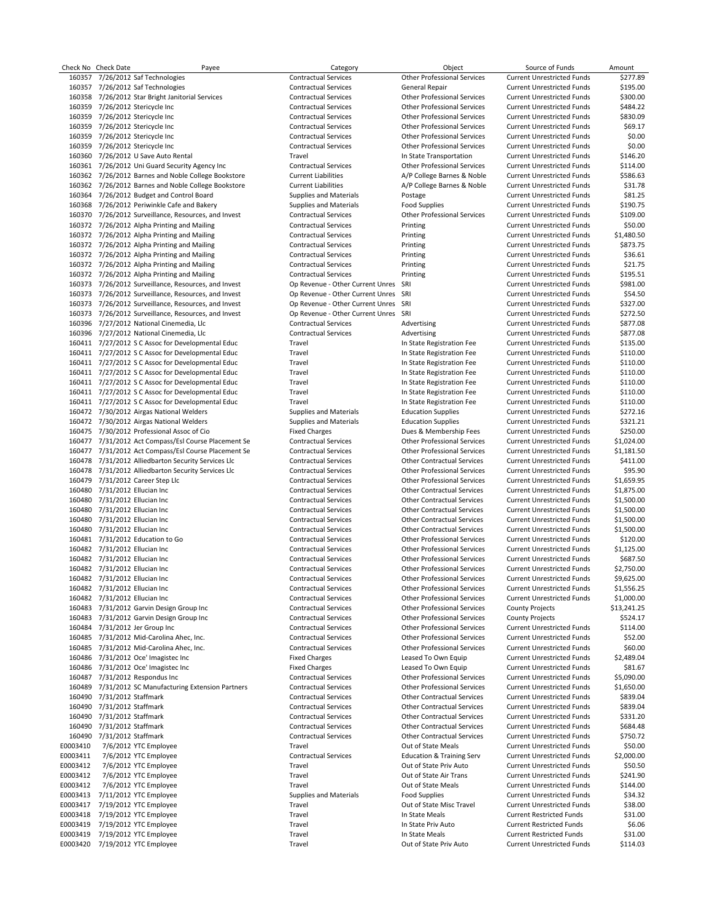| Check No | Check Date | Payee | Category | Object | Source of Funds | Amount |
|---|---|---|---|---|---|---|
| 160357 | 7/26/2012 | Saf Technologies | Contractual Services | Other Professional Services | Current Unrestricted Funds | $277.89 |
| 160357 | 7/26/2012 | Saf Technologies | Contractual Services | General Repair | Current Unrestricted Funds | $195.00 |
| 160358 | 7/26/2012 | Star Bright Janitorial Services | Contractual Services | Other Professional Services | Current Unrestricted Funds | $300.00 |
| 160359 | 7/26/2012 | Stericycle Inc | Contractual Services | Other Professional Services | Current Unrestricted Funds | $484.22 |
| 160359 | 7/26/2012 | Stericycle Inc | Contractual Services | Other Professional Services | Current Unrestricted Funds | $830.09 |
| 160359 | 7/26/2012 | Stericycle Inc | Contractual Services | Other Professional Services | Current Unrestricted Funds | $69.17 |
| 160359 | 7/26/2012 | Stericycle Inc | Contractual Services | Other Professional Services | Current Unrestricted Funds | $0.00 |
| 160359 | 7/26/2012 | Stericycle Inc | Contractual Services | Other Professional Services | Current Unrestricted Funds | $0.00 |
| 160360 | 7/26/2012 | U Save Auto Rental | Travel | In State Transportation | Current Unrestricted Funds | $146.20 |
| 160361 | 7/26/2012 | Uni Guard Security Agency Inc | Contractual Services | Other Professional Services | Current Unrestricted Funds | $114.00 |
| 160362 | 7/26/2012 | Barnes and Noble College Bookstore | Current Liabilities | A/P College Barnes & Noble | Current Unrestricted Funds | $586.63 |
| 160362 | 7/26/2012 | Barnes and Noble College Bookstore | Current Liabilities | A/P College Barnes & Noble | Current Unrestricted Funds | $31.78 |
| 160364 | 7/26/2012 | Budget and Control Board | Supplies and Materials | Postage | Current Unrestricted Funds | $81.25 |
| 160368 | 7/26/2012 | Periwinkle Cafe and Bakery | Supplies and Materials | Food Supplies | Current Unrestricted Funds | $190.75 |
| 160370 | 7/26/2012 | Surveillance, Resources, and Invest | Contractual Services | Other Professional Services | Current Unrestricted Funds | $109.00 |
| 160372 | 7/26/2012 | Alpha Printing and Mailing | Contractual Services | Printing | Current Unrestricted Funds | $50.00 |
| 160372 | 7/26/2012 | Alpha Printing and Mailing | Contractual Services | Printing | Current Unrestricted Funds | $1,480.50 |
| 160372 | 7/26/2012 | Alpha Printing and Mailing | Contractual Services | Printing | Current Unrestricted Funds | $873.75 |
| 160372 | 7/26/2012 | Alpha Printing and Mailing | Contractual Services | Printing | Current Unrestricted Funds | $36.61 |
| 160372 | 7/26/2012 | Alpha Printing and Mailing | Contractual Services | Printing | Current Unrestricted Funds | $21.75 |
| 160372 | 7/26/2012 | Alpha Printing and Mailing | Contractual Services | Printing | Current Unrestricted Funds | $195.51 |
| 160373 | 7/26/2012 | Surveillance, Resources, and Invest | Op Revenue - Other Current Unres | SRI | Current Unrestricted Funds | $981.00 |
| 160373 | 7/26/2012 | Surveillance, Resources, and Invest | Op Revenue - Other Current Unres | SRI | Current Unrestricted Funds | $54.50 |
| 160373 | 7/26/2012 | Surveillance, Resources, and Invest | Op Revenue - Other Current Unres | SRI | Current Unrestricted Funds | $327.00 |
| 160373 | 7/26/2012 | Surveillance, Resources, and Invest | Op Revenue - Other Current Unres | SRI | Current Unrestricted Funds | $272.50 |
| 160396 | 7/27/2012 | National Cinemedia, Llc | Contractual Services | Advertising | Current Unrestricted Funds | $877.08 |
| 160396 | 7/27/2012 | National Cinemedia, Llc | Contractual Services | Advertising | Current Unrestricted Funds | $877.08 |
| 160411 | 7/27/2012 | S C Assoc for Developmental Educ | Travel | In State Registration Fee | Current Unrestricted Funds | $135.00 |
| 160411 | 7/27/2012 | S C Assoc for Developmental Educ | Travel | In State Registration Fee | Current Unrestricted Funds | $110.00 |
| 160411 | 7/27/2012 | S C Assoc for Developmental Educ | Travel | In State Registration Fee | Current Unrestricted Funds | $110.00 |
| 160411 | 7/27/2012 | S C Assoc for Developmental Educ | Travel | In State Registration Fee | Current Unrestricted Funds | $110.00 |
| 160411 | 7/27/2012 | S C Assoc for Developmental Educ | Travel | In State Registration Fee | Current Unrestricted Funds | $110.00 |
| 160411 | 7/27/2012 | S C Assoc for Developmental Educ | Travel | In State Registration Fee | Current Unrestricted Funds | $110.00 |
| 160411 | 7/27/2012 | S C Assoc for Developmental Educ | Travel | In State Registration Fee | Current Unrestricted Funds | $110.00 |
| 160472 | 7/30/2012 | Airgas National Welders | Supplies and Materials | Education Supplies | Current Unrestricted Funds | $272.16 |
| 160472 | 7/30/2012 | Airgas National Welders | Supplies and Materials | Education Supplies | Current Unrestricted Funds | $321.21 |
| 160475 | 7/30/2012 | Professional Assoc of Cio | Fixed Charges | Dues & Membership Fees | Current Unrestricted Funds | $250.00 |
| 160477 | 7/31/2012 | Act Compass/Esl Course Placement Se | Contractual Services | Other Professional Services | Current Unrestricted Funds | $1,024.00 |
| 160477 | 7/31/2012 | Act Compass/Esl Course Placement Se | Contractual Services | Other Professional Services | Current Unrestricted Funds | $1,181.50 |
| 160478 | 7/31/2012 | Alliedbarton Security Services Llc | Contractual Services | Other Contractual Services | Current Unrestricted Funds | $411.00 |
| 160478 | 7/31/2012 | Alliedbarton Security Services Llc | Contractual Services | Other Professional Services | Current Unrestricted Funds | $95.90 |
| 160479 | 7/31/2012 | Career Step Llc | Contractual Services | Other Professional Services | Current Unrestricted Funds | $1,659.95 |
| 160480 | 7/31/2012 | Ellucian Inc | Contractual Services | Other Contractual Services | Current Unrestricted Funds | $1,875.00 |
| 160480 | 7/31/2012 | Ellucian Inc | Contractual Services | Other Contractual Services | Current Unrestricted Funds | $1,500.00 |
| 160480 | 7/31/2012 | Ellucian Inc | Contractual Services | Other Contractual Services | Current Unrestricted Funds | $1,500.00 |
| 160480 | 7/31/2012 | Ellucian Inc | Contractual Services | Other Contractual Services | Current Unrestricted Funds | $1,500.00 |
| 160480 | 7/31/2012 | Ellucian Inc | Contractual Services | Other Contractual Services | Current Unrestricted Funds | $1,500.00 |
| 160481 | 7/31/2012 | Education to Go | Contractual Services | Other Professional Services | Current Unrestricted Funds | $120.00 |
| 160482 | 7/31/2012 | Ellucian Inc | Contractual Services | Other Professional Services | Current Unrestricted Funds | $1,125.00 |
| 160482 | 7/31/2012 | Ellucian Inc | Contractual Services | Other Professional Services | Current Unrestricted Funds | $687.50 |
| 160482 | 7/31/2012 | Ellucian Inc | Contractual Services | Other Professional Services | Current Unrestricted Funds | $2,750.00 |
| 160482 | 7/31/2012 | Ellucian Inc | Contractual Services | Other Professional Services | Current Unrestricted Funds | $9,625.00 |
| 160482 | 7/31/2012 | Ellucian Inc | Contractual Services | Other Professional Services | Current Unrestricted Funds | $1,556.25 |
| 160482 | 7/31/2012 | Ellucian Inc | Contractual Services | Other Professional Services | Current Unrestricted Funds | $1,000.00 |
| 160483 | 7/31/2012 | Garvin Design Group Inc | Contractual Services | Other Professional Services | County Projects | $13,241.25 |
| 160483 | 7/31/2012 | Garvin Design Group Inc | Contractual Services | Other Professional Services | County Projects | $524.17 |
| 160484 | 7/31/2012 | Jer Group Inc | Contractual Services | Other Professional Services | Current Unrestricted Funds | $114.00 |
| 160485 | 7/31/2012 | Mid-Carolina Ahec, Inc. | Contractual Services | Other Professional Services | Current Unrestricted Funds | $52.00 |
| 160485 | 7/31/2012 | Mid-Carolina Ahec, Inc. | Contractual Services | Other Professional Services | Current Unrestricted Funds | $60.00 |
| 160486 | 7/31/2012 | Oce' Imagistec Inc | Fixed Charges | Leased To Own Equip | Current Unrestricted Funds | $2,489.04 |
| 160486 | 7/31/2012 | Oce' Imagistec Inc | Fixed Charges | Leased To Own Equip | Current Unrestricted Funds | $81.67 |
| 160487 | 7/31/2012 | Respondus Inc | Contractual Services | Other Professional Services | Current Unrestricted Funds | $5,090.00 |
| 160489 | 7/31/2012 | SC Manufacturing Extension Partners | Contractual Services | Other Professional Services | Current Unrestricted Funds | $1,650.00 |
| 160490 | 7/31/2012 | Staffmark | Contractual Services | Other Contractual Services | Current Unrestricted Funds | $839.04 |
| 160490 | 7/31/2012 | Staffmark | Contractual Services | Other Contractual Services | Current Unrestricted Funds | $839.04 |
| 160490 | 7/31/2012 | Staffmark | Contractual Services | Other Contractual Services | Current Unrestricted Funds | $331.20 |
| 160490 | 7/31/2012 | Staffmark | Contractual Services | Other Contractual Services | Current Unrestricted Funds | $684.48 |
| 160490 | 7/31/2012 | Staffmark | Contractual Services | Other Contractual Services | Current Unrestricted Funds | $750.72 |
| E0003410 | 7/6/2012 | YTC Employee | Travel | Out of State Meals | Current Unrestricted Funds | $50.00 |
| E0003411 | 7/6/2012 | YTC Employee | Contractual Services | Education & Training Serv | Current Unrestricted Funds | $2,000.00 |
| E0003412 | 7/6/2012 | YTC Employee | Travel | Out of State Priv Auto | Current Unrestricted Funds | $50.50 |
| E0003412 | 7/6/2012 | YTC Employee | Travel | Out of State Air Trans | Current Unrestricted Funds | $241.90 |
| E0003412 | 7/6/2012 | YTC Employee | Travel | Out of State Meals | Current Unrestricted Funds | $144.00 |
| E0003413 | 7/11/2012 | YTC Employee | Supplies and Materials | Food Supplies | Current Unrestricted Funds | $34.32 |
| E0003417 | 7/19/2012 | YTC Employee | Travel | Out of State Misc Travel | Current Unrestricted Funds | $38.00 |
| E0003418 | 7/19/2012 | YTC Employee | Travel | In State Meals | Current Restricted Funds | $31.00 |
| E0003419 | 7/19/2012 | YTC Employee | Travel | In State Priv Auto | Current Restricted Funds | $6.06 |
| E0003419 | 7/19/2012 | YTC Employee | Travel | In State Meals | Current Restricted Funds | $31.00 |
| E0003420 | 7/19/2012 | YTC Employee | Travel | Out of State Priv Auto | Current Unrestricted Funds | $114.03 |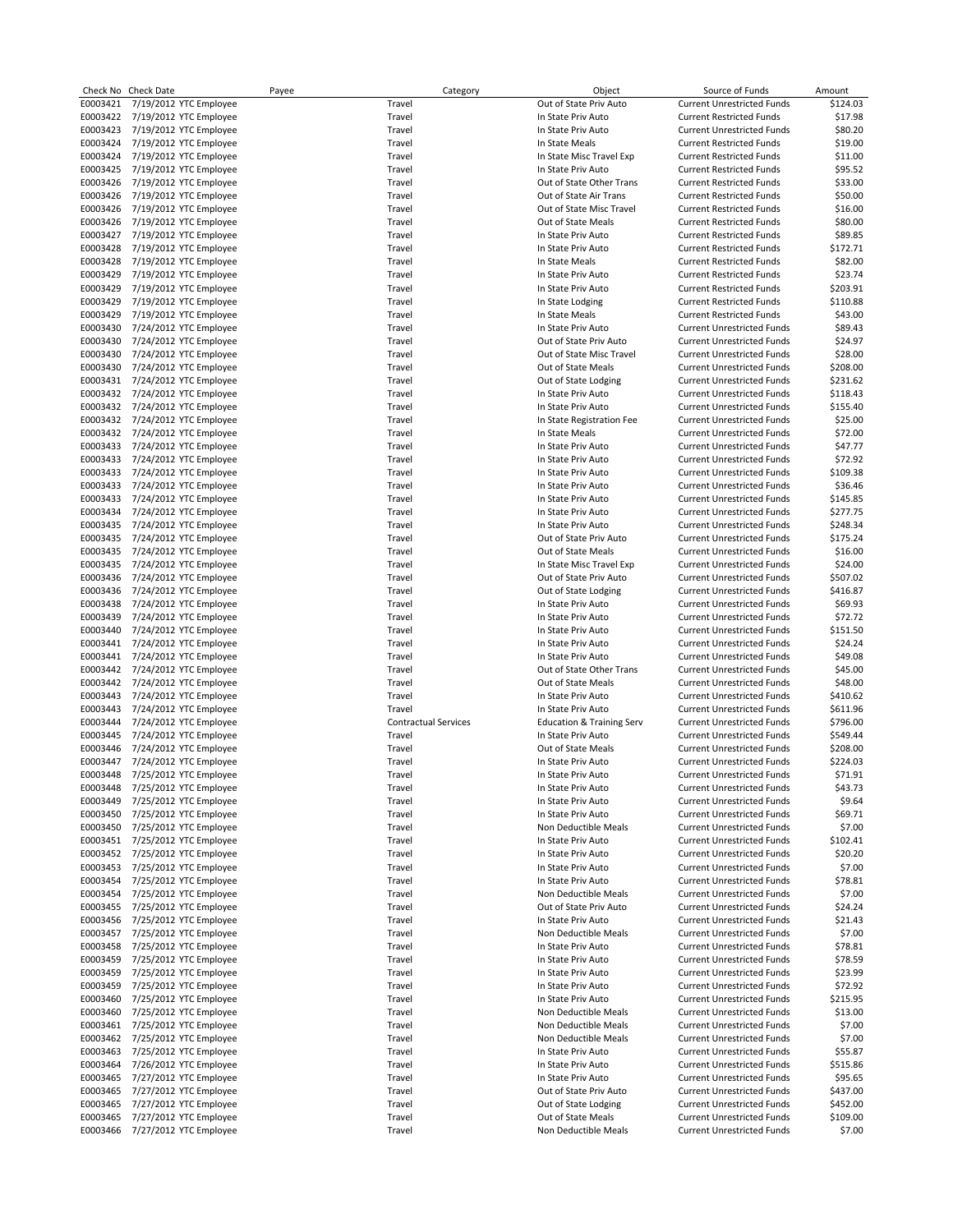| Check No | Check Date | Payee | Category | Object | Source of Funds | Amount |
|---|---|---|---|---|---|---|
| E0003421 | 7/19/2012 | YTC Employee | Travel | Out of State Priv Auto | Current Unrestricted Funds | $124.03 |
| E0003422 | 7/19/2012 | YTC Employee | Travel | In State Priv Auto | Current Restricted Funds | $17.98 |
| E0003423 | 7/19/2012 | YTC Employee | Travel | In State Priv Auto | Current Unrestricted Funds | $80.20 |
| E0003424 | 7/19/2012 | YTC Employee | Travel | In State Meals | Current Restricted Funds | $19.00 |
| E0003424 | 7/19/2012 | YTC Employee | Travel | In State Misc Travel Exp | Current Restricted Funds | $11.00 |
| E0003425 | 7/19/2012 | YTC Employee | Travel | In State Priv Auto | Current Restricted Funds | $95.52 |
| E0003426 | 7/19/2012 | YTC Employee | Travel | Out of State Other Trans | Current Restricted Funds | $33.00 |
| E0003426 | 7/19/2012 | YTC Employee | Travel | Out of State Air Trans | Current Restricted Funds | $50.00 |
| E0003426 | 7/19/2012 | YTC Employee | Travel | Out of State Misc Travel | Current Restricted Funds | $16.00 |
| E0003426 | 7/19/2012 | YTC Employee | Travel | Out of State Meals | Current Restricted Funds | $80.00 |
| E0003427 | 7/19/2012 | YTC Employee | Travel | In State Priv Auto | Current Restricted Funds | $89.85 |
| E0003428 | 7/19/2012 | YTC Employee | Travel | In State Priv Auto | Current Restricted Funds | $172.71 |
| E0003428 | 7/19/2012 | YTC Employee | Travel | In State Meals | Current Restricted Funds | $82.00 |
| E0003429 | 7/19/2012 | YTC Employee | Travel | In State Priv Auto | Current Restricted Funds | $23.74 |
| E0003429 | 7/19/2012 | YTC Employee | Travel | In State Priv Auto | Current Restricted Funds | $203.91 |
| E0003429 | 7/19/2012 | YTC Employee | Travel | In State Lodging | Current Restricted Funds | $110.88 |
| E0003429 | 7/19/2012 | YTC Employee | Travel | In State Meals | Current Restricted Funds | $43.00 |
| E0003430 | 7/24/2012 | YTC Employee | Travel | In State Priv Auto | Current Unrestricted Funds | $89.43 |
| E0003430 | 7/24/2012 | YTC Employee | Travel | Out of State Priv Auto | Current Unrestricted Funds | $24.97 |
| E0003430 | 7/24/2012 | YTC Employee | Travel | Out of State Misc Travel | Current Unrestricted Funds | $28.00 |
| E0003430 | 7/24/2012 | YTC Employee | Travel | Out of State Meals | Current Unrestricted Funds | $208.00 |
| E0003431 | 7/24/2012 | YTC Employee | Travel | Out of State Lodging | Current Unrestricted Funds | $231.62 |
| E0003432 | 7/24/2012 | YTC Employee | Travel | In State Priv Auto | Current Unrestricted Funds | $118.43 |
| E0003432 | 7/24/2012 | YTC Employee | Travel | In State Priv Auto | Current Unrestricted Funds | $155.40 |
| E0003432 | 7/24/2012 | YTC Employee | Travel | In State Registration Fee | Current Unrestricted Funds | $25.00 |
| E0003432 | 7/24/2012 | YTC Employee | Travel | In State Meals | Current Unrestricted Funds | $72.00 |
| E0003433 | 7/24/2012 | YTC Employee | Travel | In State Priv Auto | Current Unrestricted Funds | $47.77 |
| E0003433 | 7/24/2012 | YTC Employee | Travel | In State Priv Auto | Current Unrestricted Funds | $72.92 |
| E0003433 | 7/24/2012 | YTC Employee | Travel | In State Priv Auto | Current Unrestricted Funds | $109.38 |
| E0003433 | 7/24/2012 | YTC Employee | Travel | In State Priv Auto | Current Unrestricted Funds | $36.46 |
| E0003433 | 7/24/2012 | YTC Employee | Travel | In State Priv Auto | Current Unrestricted Funds | $145.85 |
| E0003434 | 7/24/2012 | YTC Employee | Travel | In State Priv Auto | Current Unrestricted Funds | $277.75 |
| E0003435 | 7/24/2012 | YTC Employee | Travel | In State Priv Auto | Current Unrestricted Funds | $248.34 |
| E0003435 | 7/24/2012 | YTC Employee | Travel | Out of State Priv Auto | Current Unrestricted Funds | $175.24 |
| E0003435 | 7/24/2012 | YTC Employee | Travel | Out of State Meals | Current Unrestricted Funds | $16.00 |
| E0003435 | 7/24/2012 | YTC Employee | Travel | In State Misc Travel Exp | Current Unrestricted Funds | $24.00 |
| E0003436 | 7/24/2012 | YTC Employee | Travel | Out of State Priv Auto | Current Unrestricted Funds | $507.02 |
| E0003436 | 7/24/2012 | YTC Employee | Travel | Out of State Lodging | Current Unrestricted Funds | $416.87 |
| E0003438 | 7/24/2012 | YTC Employee | Travel | In State Priv Auto | Current Unrestricted Funds | $69.93 |
| E0003439 | 7/24/2012 | YTC Employee | Travel | In State Priv Auto | Current Unrestricted Funds | $72.72 |
| E0003440 | 7/24/2012 | YTC Employee | Travel | In State Priv Auto | Current Unrestricted Funds | $151.50 |
| E0003441 | 7/24/2012 | YTC Employee | Travel | In State Priv Auto | Current Unrestricted Funds | $24.24 |
| E0003441 | 7/24/2012 | YTC Employee | Travel | In State Priv Auto | Current Unrestricted Funds | $49.08 |
| E0003442 | 7/24/2012 | YTC Employee | Travel | Out of State Other Trans | Current Unrestricted Funds | $45.00 |
| E0003442 | 7/24/2012 | YTC Employee | Travel | Out of State Meals | Current Unrestricted Funds | $48.00 |
| E0003443 | 7/24/2012 | YTC Employee | Travel | In State Priv Auto | Current Unrestricted Funds | $410.62 |
| E0003443 | 7/24/2012 | YTC Employee | Travel | In State Priv Auto | Current Unrestricted Funds | $611.96 |
| E0003444 | 7/24/2012 | YTC Employee | Contractual Services | Education & Training Serv | Current Unrestricted Funds | $796.00 |
| E0003445 | 7/24/2012 | YTC Employee | Travel | In State Priv Auto | Current Unrestricted Funds | $549.44 |
| E0003446 | 7/24/2012 | YTC Employee | Travel | Out of State Meals | Current Unrestricted Funds | $208.00 |
| E0003447 | 7/24/2012 | YTC Employee | Travel | In State Priv Auto | Current Unrestricted Funds | $224.03 |
| E0003448 | 7/25/2012 | YTC Employee | Travel | In State Priv Auto | Current Unrestricted Funds | $71.91 |
| E0003448 | 7/25/2012 | YTC Employee | Travel | In State Priv Auto | Current Unrestricted Funds | $43.73 |
| E0003449 | 7/25/2012 | YTC Employee | Travel | In State Priv Auto | Current Unrestricted Funds | $9.64 |
| E0003450 | 7/25/2012 | YTC Employee | Travel | In State Priv Auto | Current Unrestricted Funds | $69.71 |
| E0003450 | 7/25/2012 | YTC Employee | Travel | Non Deductible Meals | Current Unrestricted Funds | $7.00 |
| E0003451 | 7/25/2012 | YTC Employee | Travel | In State Priv Auto | Current Unrestricted Funds | $102.41 |
| E0003452 | 7/25/2012 | YTC Employee | Travel | In State Priv Auto | Current Unrestricted Funds | $20.20 |
| E0003453 | 7/25/2012 | YTC Employee | Travel | In State Priv Auto | Current Unrestricted Funds | $7.00 |
| E0003454 | 7/25/2012 | YTC Employee | Travel | In State Priv Auto | Current Unrestricted Funds | $78.81 |
| E0003454 | 7/25/2012 | YTC Employee | Travel | Non Deductible Meals | Current Unrestricted Funds | $7.00 |
| E0003455 | 7/25/2012 | YTC Employee | Travel | Out of State Priv Auto | Current Unrestricted Funds | $24.24 |
| E0003456 | 7/25/2012 | YTC Employee | Travel | In State Priv Auto | Current Unrestricted Funds | $21.43 |
| E0003457 | 7/25/2012 | YTC Employee | Travel | Non Deductible Meals | Current Unrestricted Funds | $7.00 |
| E0003458 | 7/25/2012 | YTC Employee | Travel | In State Priv Auto | Current Unrestricted Funds | $78.81 |
| E0003459 | 7/25/2012 | YTC Employee | Travel | In State Priv Auto | Current Unrestricted Funds | $78.59 |
| E0003459 | 7/25/2012 | YTC Employee | Travel | In State Priv Auto | Current Unrestricted Funds | $23.99 |
| E0003459 | 7/25/2012 | YTC Employee | Travel | In State Priv Auto | Current Unrestricted Funds | $72.92 |
| E0003460 | 7/25/2012 | YTC Employee | Travel | In State Priv Auto | Current Unrestricted Funds | $215.95 |
| E0003460 | 7/25/2012 | YTC Employee | Travel | Non Deductible Meals | Current Unrestricted Funds | $13.00 |
| E0003461 | 7/25/2012 | YTC Employee | Travel | Non Deductible Meals | Current Unrestricted Funds | $7.00 |
| E0003462 | 7/25/2012 | YTC Employee | Travel | Non Deductible Meals | Current Unrestricted Funds | $7.00 |
| E0003463 | 7/25/2012 | YTC Employee | Travel | In State Priv Auto | Current Unrestricted Funds | $55.87 |
| E0003464 | 7/26/2012 | YTC Employee | Travel | In State Priv Auto | Current Unrestricted Funds | $515.86 |
| E0003465 | 7/27/2012 | YTC Employee | Travel | In State Priv Auto | Current Unrestricted Funds | $95.65 |
| E0003465 | 7/27/2012 | YTC Employee | Travel | Out of State Priv Auto | Current Unrestricted Funds | $437.00 |
| E0003465 | 7/27/2012 | YTC Employee | Travel | Out of State Lodging | Current Unrestricted Funds | $452.00 |
| E0003465 | 7/27/2012 | YTC Employee | Travel | Out of State Meals | Current Unrestricted Funds | $109.00 |
| E0003466 | 7/27/2012 | YTC Employee | Travel | Non Deductible Meals | Current Unrestricted Funds | $7.00 |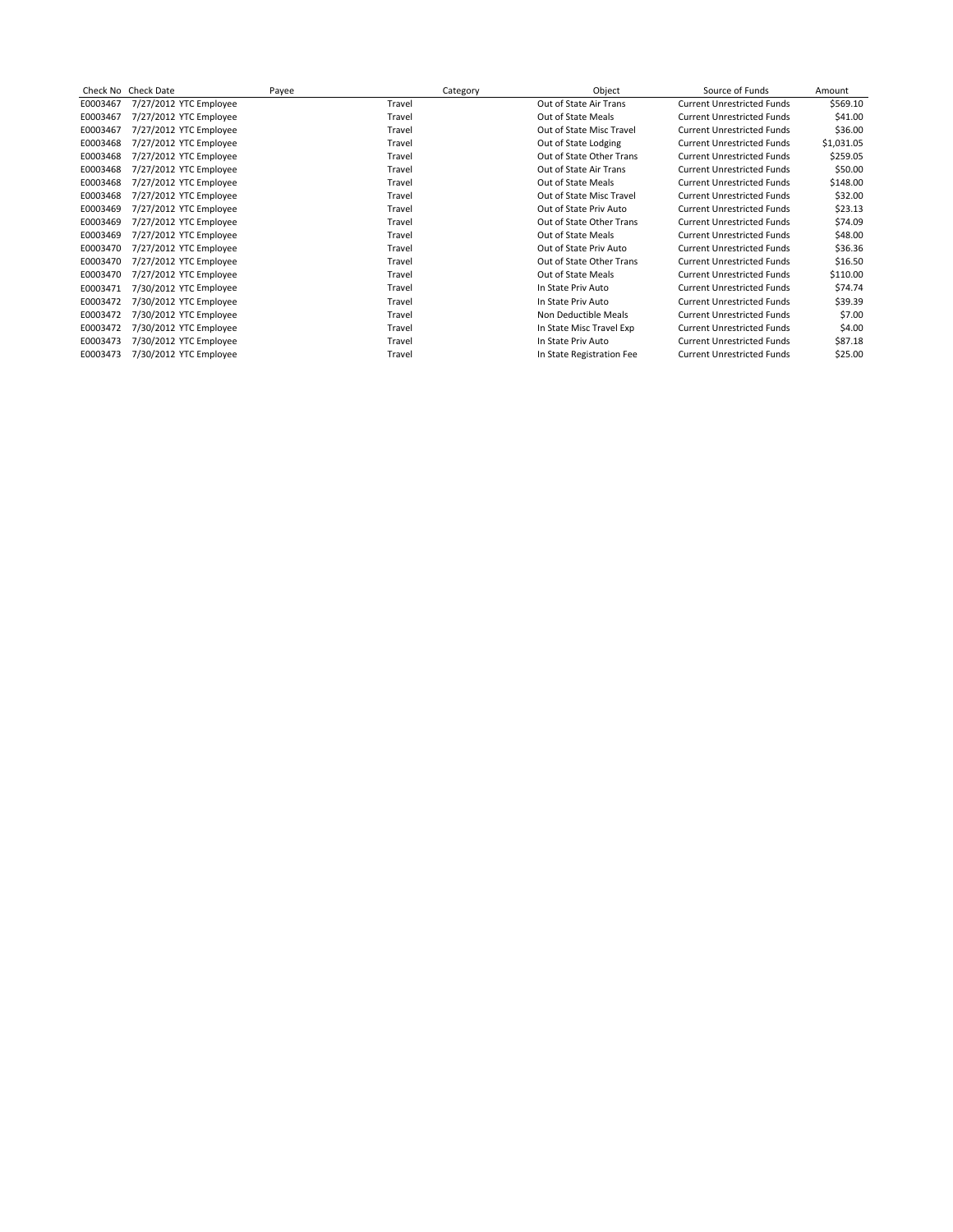| Check No | Check Date | Payee | Category | Object | Source of Funds | Amount |
|---|---|---|---|---|---|---|
| E0003467 | 7/27/2012 | YTC Employee | Travel | Out of State Air Trans | Current Unrestricted Funds | $569.10 |
| E0003467 | 7/27/2012 | YTC Employee | Travel | Out of State Meals | Current Unrestricted Funds | $41.00 |
| E0003467 | 7/27/2012 | YTC Employee | Travel | Out of State Misc Travel | Current Unrestricted Funds | $36.00 |
| E0003468 | 7/27/2012 | YTC Employee | Travel | Out of State Lodging | Current Unrestricted Funds | $1,031.05 |
| E0003468 | 7/27/2012 | YTC Employee | Travel | Out of State Other Trans | Current Unrestricted Funds | $259.05 |
| E0003468 | 7/27/2012 | YTC Employee | Travel | Out of State Air Trans | Current Unrestricted Funds | $50.00 |
| E0003468 | 7/27/2012 | YTC Employee | Travel | Out of State Meals | Current Unrestricted Funds | $148.00 |
| E0003468 | 7/27/2012 | YTC Employee | Travel | Out of State Misc Travel | Current Unrestricted Funds | $32.00 |
| E0003469 | 7/27/2012 | YTC Employee | Travel | Out of State Priv Auto | Current Unrestricted Funds | $23.13 |
| E0003469 | 7/27/2012 | YTC Employee | Travel | Out of State Other Trans | Current Unrestricted Funds | $74.09 |
| E0003469 | 7/27/2012 | YTC Employee | Travel | Out of State Meals | Current Unrestricted Funds | $48.00 |
| E0003470 | 7/27/2012 | YTC Employee | Travel | Out of State Priv Auto | Current Unrestricted Funds | $36.36 |
| E0003470 | 7/27/2012 | YTC Employee | Travel | Out of State Other Trans | Current Unrestricted Funds | $16.50 |
| E0003470 | 7/27/2012 | YTC Employee | Travel | Out of State Meals | Current Unrestricted Funds | $110.00 |
| E0003471 | 7/30/2012 | YTC Employee | Travel | In State Priv Auto | Current Unrestricted Funds | $74.74 |
| E0003472 | 7/30/2012 | YTC Employee | Travel | In State Priv Auto | Current Unrestricted Funds | $39.39 |
| E0003472 | 7/30/2012 | YTC Employee | Travel | Non Deductible Meals | Current Unrestricted Funds | $7.00 |
| E0003472 | 7/30/2012 | YTC Employee | Travel | In State Misc Travel Exp | Current Unrestricted Funds | $4.00 |
| E0003473 | 7/30/2012 | YTC Employee | Travel | In State Priv Auto | Current Unrestricted Funds | $87.18 |
| E0003473 | 7/30/2012 | YTC Employee | Travel | In State Registration Fee | Current Unrestricted Funds | $25.00 |